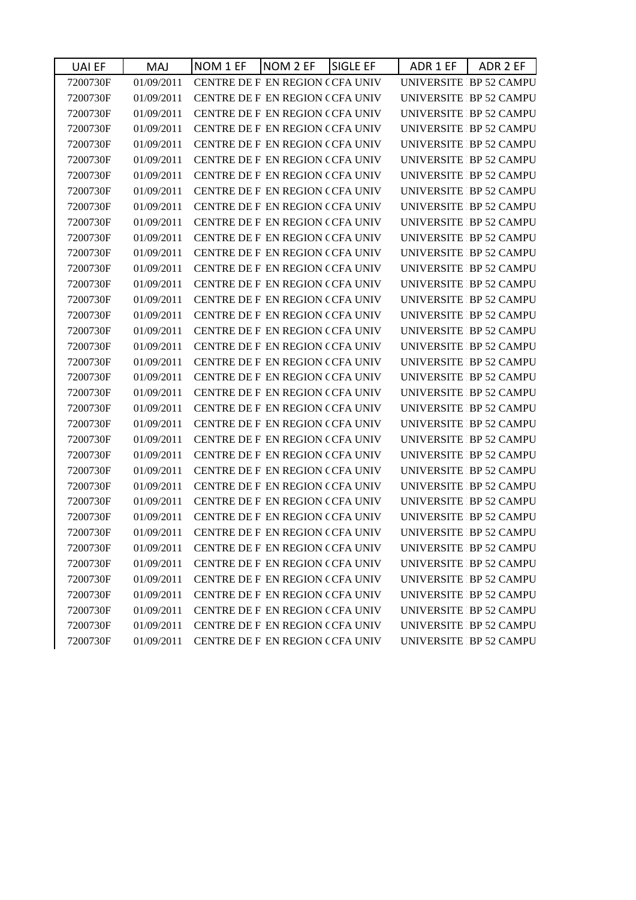| UAI EF | MAJ | NOM 1 EF | NOM 2 EF | SIGLE EF | ADR 1 EF | ADR 2 EF |
|---|---|---|---|---|---|---|
| 7200730F | 01/09/2011 | CENTRE DE F | EN REGION ( | CFA UNIV | UNIVERSITE | BP 52 CAMPU |
| 7200730F | 01/09/2011 | CENTRE DE F | EN REGION ( | CFA UNIV | UNIVERSITE | BP 52 CAMPU |
| 7200730F | 01/09/2011 | CENTRE DE F | EN REGION ( | CFA UNIV | UNIVERSITE | BP 52 CAMPU |
| 7200730F | 01/09/2011 | CENTRE DE F | EN REGION ( | CFA UNIV | UNIVERSITE | BP 52 CAMPU |
| 7200730F | 01/09/2011 | CENTRE DE F | EN REGION ( | CFA UNIV | UNIVERSITE | BP 52 CAMPU |
| 7200730F | 01/09/2011 | CENTRE DE F | EN REGION ( | CFA UNIV | UNIVERSITE | BP 52 CAMPU |
| 7200730F | 01/09/2011 | CENTRE DE F | EN REGION ( | CFA UNIV | UNIVERSITE | BP 52 CAMPU |
| 7200730F | 01/09/2011 | CENTRE DE F | EN REGION ( | CFA UNIV | UNIVERSITE | BP 52 CAMPU |
| 7200730F | 01/09/2011 | CENTRE DE F | EN REGION ( | CFA UNIV | UNIVERSITE | BP 52 CAMPU |
| 7200730F | 01/09/2011 | CENTRE DE F | EN REGION ( | CFA UNIV | UNIVERSITE | BP 52 CAMPU |
| 7200730F | 01/09/2011 | CENTRE DE F | EN REGION ( | CFA UNIV | UNIVERSITE | BP 52 CAMPU |
| 7200730F | 01/09/2011 | CENTRE DE F | EN REGION ( | CFA UNIV | UNIVERSITE | BP 52 CAMPU |
| 7200730F | 01/09/2011 | CENTRE DE F | EN REGION ( | CFA UNIV | UNIVERSITE | BP 52 CAMPU |
| 7200730F | 01/09/2011 | CENTRE DE F | EN REGION ( | CFA UNIV | UNIVERSITE | BP 52 CAMPU |
| 7200730F | 01/09/2011 | CENTRE DE F | EN REGION ( | CFA UNIV | UNIVERSITE | BP 52 CAMPU |
| 7200730F | 01/09/2011 | CENTRE DE F | EN REGION ( | CFA UNIV | UNIVERSITE | BP 52 CAMPU |
| 7200730F | 01/09/2011 | CENTRE DE F | EN REGION ( | CFA UNIV | UNIVERSITE | BP 52 CAMPU |
| 7200730F | 01/09/2011 | CENTRE DE F | EN REGION ( | CFA UNIV | UNIVERSITE | BP 52 CAMPU |
| 7200730F | 01/09/2011 | CENTRE DE F | EN REGION ( | CFA UNIV | UNIVERSITE | BP 52 CAMPU |
| 7200730F | 01/09/2011 | CENTRE DE F | EN REGION ( | CFA UNIV | UNIVERSITE | BP 52 CAMPU |
| 7200730F | 01/09/2011 | CENTRE DE F | EN REGION ( | CFA UNIV | UNIVERSITE | BP 52 CAMPU |
| 7200730F | 01/09/2011 | CENTRE DE F | EN REGION ( | CFA UNIV | UNIVERSITE | BP 52 CAMPU |
| 7200730F | 01/09/2011 | CENTRE DE F | EN REGION ( | CFA UNIV | UNIVERSITE | BP 52 CAMPU |
| 7200730F | 01/09/2011 | CENTRE DE F | EN REGION ( | CFA UNIV | UNIVERSITE | BP 52 CAMPU |
| 7200730F | 01/09/2011 | CENTRE DE F | EN REGION ( | CFA UNIV | UNIVERSITE | BP 52 CAMPU |
| 7200730F | 01/09/2011 | CENTRE DE F | EN REGION ( | CFA UNIV | UNIVERSITE | BP 52 CAMPU |
| 7200730F | 01/09/2011 | CENTRE DE F | EN REGION ( | CFA UNIV | UNIVERSITE | BP 52 CAMPU |
| 7200730F | 01/09/2011 | CENTRE DE F | EN REGION ( | CFA UNIV | UNIVERSITE | BP 52 CAMPU |
| 7200730F | 01/09/2011 | CENTRE DE F | EN REGION ( | CFA UNIV | UNIVERSITE | BP 52 CAMPU |
| 7200730F | 01/09/2011 | CENTRE DE F | EN REGION ( | CFA UNIV | UNIVERSITE | BP 52 CAMPU |
| 7200730F | 01/09/2011 | CENTRE DE F | EN REGION ( | CFA UNIV | UNIVERSITE | BP 52 CAMPU |
| 7200730F | 01/09/2011 | CENTRE DE F | EN REGION ( | CFA UNIV | UNIVERSITE | BP 52 CAMPU |
| 7200730F | 01/09/2011 | CENTRE DE F | EN REGION ( | CFA UNIV | UNIVERSITE | BP 52 CAMPU |
| 7200730F | 01/09/2011 | CENTRE DE F | EN REGION ( | CFA UNIV | UNIVERSITE | BP 52 CAMPU |
| 7200730F | 01/09/2011 | CENTRE DE F | EN REGION ( | CFA UNIV | UNIVERSITE | BP 52 CAMPU |
| 7200730F | 01/09/2011 | CENTRE DE F | EN REGION ( | CFA UNIV | UNIVERSITE | BP 52 CAMPU |
| 7200730F | 01/09/2011 | CENTRE DE F | EN REGION ( | CFA UNIV | UNIVERSITE | BP 52 CAMPU |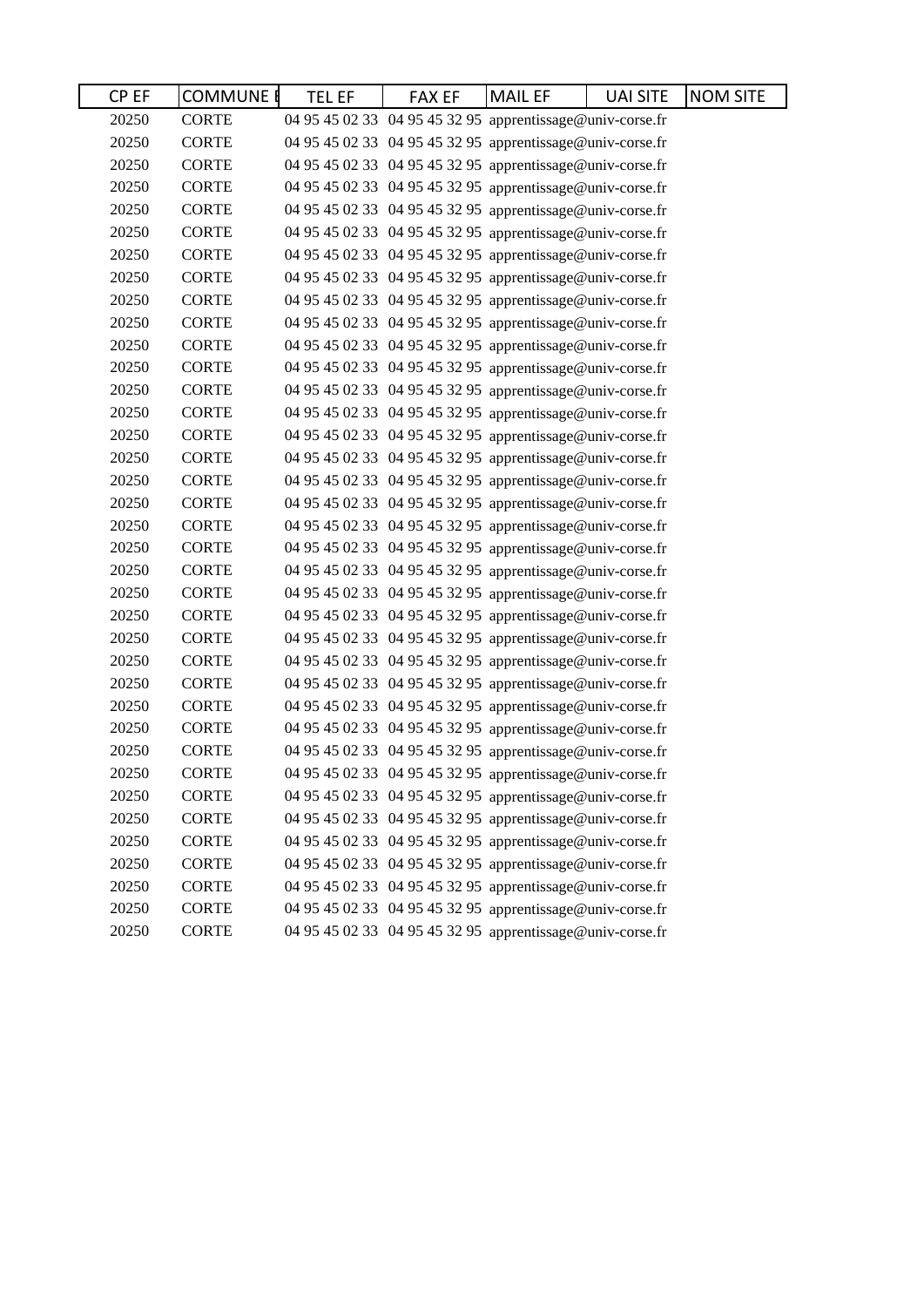| CP EF | COMMUNE E | TEL EF | FAX EF | MAIL EF | UAI SITE | NOM SITE |
|---|---|---|---|---|---|---|
| 20250 | CORTE | 04 95 45 02 33 | 04 95 45 32 95 | apprentissage@univ-corse.fr | | |
| 20250 | CORTE | 04 95 45 02 33 | 04 95 45 32 95 | apprentissage@univ-corse.fr | | |
| 20250 | CORTE | 04 95 45 02 33 | 04 95 45 32 95 | apprentissage@univ-corse.fr | | |
| 20250 | CORTE | 04 95 45 02 33 | 04 95 45 32 95 | apprentissage@univ-corse.fr | | |
| 20250 | CORTE | 04 95 45 02 33 | 04 95 45 32 95 | apprentissage@univ-corse.fr | | |
| 20250 | CORTE | 04 95 45 02 33 | 04 95 45 32 95 | apprentissage@univ-corse.fr | | |
| 20250 | CORTE | 04 95 45 02 33 | 04 95 45 32 95 | apprentissage@univ-corse.fr | | |
| 20250 | CORTE | 04 95 45 02 33 | 04 95 45 32 95 | apprentissage@univ-corse.fr | | |
| 20250 | CORTE | 04 95 45 02 33 | 04 95 45 32 95 | apprentissage@univ-corse.fr | | |
| 20250 | CORTE | 04 95 45 02 33 | 04 95 45 32 95 | apprentissage@univ-corse.fr | | |
| 20250 | CORTE | 04 95 45 02 33 | 04 95 45 32 95 | apprentissage@univ-corse.fr | | |
| 20250 | CORTE | 04 95 45 02 33 | 04 95 45 32 95 | apprentissage@univ-corse.fr | | |
| 20250 | CORTE | 04 95 45 02 33 | 04 95 45 32 95 | apprentissage@univ-corse.fr | | |
| 20250 | CORTE | 04 95 45 02 33 | 04 95 45 32 95 | apprentissage@univ-corse.fr | | |
| 20250 | CORTE | 04 95 45 02 33 | 04 95 45 32 95 | apprentissage@univ-corse.fr | | |
| 20250 | CORTE | 04 95 45 02 33 | 04 95 45 32 95 | apprentissage@univ-corse.fr | | |
| 20250 | CORTE | 04 95 45 02 33 | 04 95 45 32 95 | apprentissage@univ-corse.fr | | |
| 20250 | CORTE | 04 95 45 02 33 | 04 95 45 32 95 | apprentissage@univ-corse.fr | | |
| 20250 | CORTE | 04 95 45 02 33 | 04 95 45 32 95 | apprentissage@univ-corse.fr | | |
| 20250 | CORTE | 04 95 45 02 33 | 04 95 45 32 95 | apprentissage@univ-corse.fr | | |
| 20250 | CORTE | 04 95 45 02 33 | 04 95 45 32 95 | apprentissage@univ-corse.fr | | |
| 20250 | CORTE | 04 95 45 02 33 | 04 95 45 32 95 | apprentissage@univ-corse.fr | | |
| 20250 | CORTE | 04 95 45 02 33 | 04 95 45 32 95 | apprentissage@univ-corse.fr | | |
| 20250 | CORTE | 04 95 45 02 33 | 04 95 45 32 95 | apprentissage@univ-corse.fr | | |
| 20250 | CORTE | 04 95 45 02 33 | 04 95 45 32 95 | apprentissage@univ-corse.fr | | |
| 20250 | CORTE | 04 95 45 02 33 | 04 95 45 32 95 | apprentissage@univ-corse.fr | | |
| 20250 | CORTE | 04 95 45 02 33 | 04 95 45 32 95 | apprentissage@univ-corse.fr | | |
| 20250 | CORTE | 04 95 45 02 33 | 04 95 45 32 95 | apprentissage@univ-corse.fr | | |
| 20250 | CORTE | 04 95 45 02 33 | 04 95 45 32 95 | apprentissage@univ-corse.fr | | |
| 20250 | CORTE | 04 95 45 02 33 | 04 95 45 32 95 | apprentissage@univ-corse.fr | | |
| 20250 | CORTE | 04 95 45 02 33 | 04 95 45 32 95 | apprentissage@univ-corse.fr | | |
| 20250 | CORTE | 04 95 45 02 33 | 04 95 45 32 95 | apprentissage@univ-corse.fr | | |
| 20250 | CORTE | 04 95 45 02 33 | 04 95 45 32 95 | apprentissage@univ-corse.fr | | |
| 20250 | CORTE | 04 95 45 02 33 | 04 95 45 32 95 | apprentissage@univ-corse.fr | | |
| 20250 | CORTE | 04 95 45 02 33 | 04 95 45 32 95 | apprentissage@univ-corse.fr | | |
| 20250 | CORTE | 04 95 45 02 33 | 04 95 45 32 95 | apprentissage@univ-corse.fr | | |
| 20250 | CORTE | 04 95 45 02 33 | 04 95 45 32 95 | apprentissage@univ-corse.fr | | |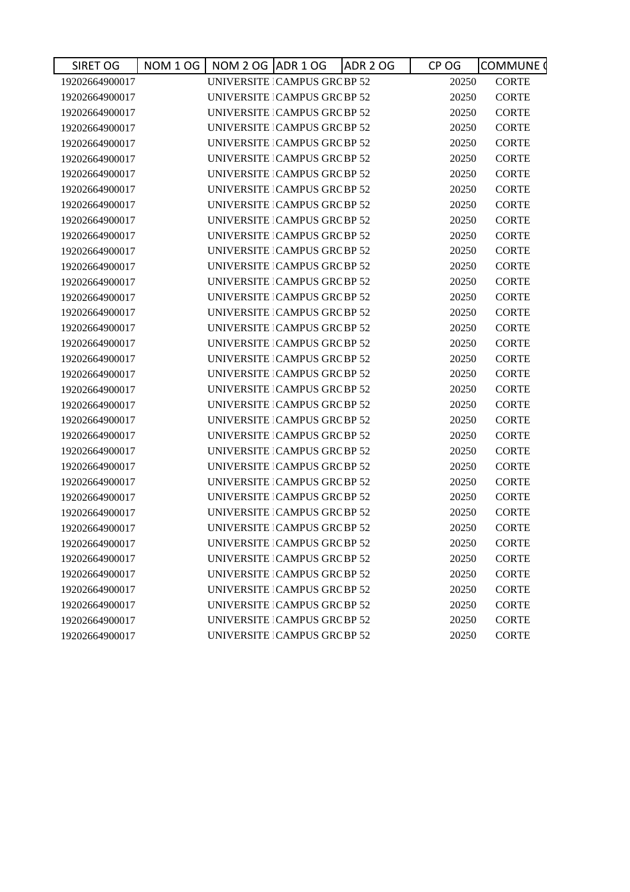| SIRET OG | NOM 1 OG | NOM 2 OG | ADR 1 OG | ADR 2 OG | CP OG | COMMUNE ( |
|---|---|---|---|---|---|---|
| 19202664900017 | | UNIVERSITE | CAMPUS GRC | BP 52 | 20250 | CORTE |
| 19202664900017 | | UNIVERSITE | CAMPUS GRC | BP 52 | 20250 | CORTE |
| 19202664900017 | | UNIVERSITE | CAMPUS GRC | BP 52 | 20250 | CORTE |
| 19202664900017 | | UNIVERSITE | CAMPUS GRC | BP 52 | 20250 | CORTE |
| 19202664900017 | | UNIVERSITE | CAMPUS GRC | BP 52 | 20250 | CORTE |
| 19202664900017 | | UNIVERSITE | CAMPUS GRC | BP 52 | 20250 | CORTE |
| 19202664900017 | | UNIVERSITE | CAMPUS GRC | BP 52 | 20250 | CORTE |
| 19202664900017 | | UNIVERSITE | CAMPUS GRC | BP 52 | 20250 | CORTE |
| 19202664900017 | | UNIVERSITE | CAMPUS GRC | BP 52 | 20250 | CORTE |
| 19202664900017 | | UNIVERSITE | CAMPUS GRC | BP 52 | 20250 | CORTE |
| 19202664900017 | | UNIVERSITE | CAMPUS GRC | BP 52 | 20250 | CORTE |
| 19202664900017 | | UNIVERSITE | CAMPUS GRC | BP 52 | 20250 | CORTE |
| 19202664900017 | | UNIVERSITE | CAMPUS GRC | BP 52 | 20250 | CORTE |
| 19202664900017 | | UNIVERSITE | CAMPUS GRC | BP 52 | 20250 | CORTE |
| 19202664900017 | | UNIVERSITE | CAMPUS GRC | BP 52 | 20250 | CORTE |
| 19202664900017 | | UNIVERSITE | CAMPUS GRC | BP 52 | 20250 | CORTE |
| 19202664900017 | | UNIVERSITE | CAMPUS GRC | BP 52 | 20250 | CORTE |
| 19202664900017 | | UNIVERSITE | CAMPUS GRC | BP 52 | 20250 | CORTE |
| 19202664900017 | | UNIVERSITE | CAMPUS GRC | BP 52 | 20250 | CORTE |
| 19202664900017 | | UNIVERSITE | CAMPUS GRC | BP 52 | 20250 | CORTE |
| 19202664900017 | | UNIVERSITE | CAMPUS GRC | BP 52 | 20250 | CORTE |
| 19202664900017 | | UNIVERSITE | CAMPUS GRC | BP 52 | 20250 | CORTE |
| 19202664900017 | | UNIVERSITE | CAMPUS GRC | BP 52 | 20250 | CORTE |
| 19202664900017 | | UNIVERSITE | CAMPUS GRC | BP 52 | 20250 | CORTE |
| 19202664900017 | | UNIVERSITE | CAMPUS GRC | BP 52 | 20250 | CORTE |
| 19202664900017 | | UNIVERSITE | CAMPUS GRC | BP 52 | 20250 | CORTE |
| 19202664900017 | | UNIVERSITE | CAMPUS GRC | BP 52 | 20250 | CORTE |
| 19202664900017 | | UNIVERSITE | CAMPUS GRC | BP 52 | 20250 | CORTE |
| 19202664900017 | | UNIVERSITE | CAMPUS GRC | BP 52 | 20250 | CORTE |
| 19202664900017 | | UNIVERSITE | CAMPUS GRC | BP 52 | 20250 | CORTE |
| 19202664900017 | | UNIVERSITE | CAMPUS GRC | BP 52 | 20250 | CORTE |
| 19202664900017 | | UNIVERSITE | CAMPUS GRC | BP 52 | 20250 | CORTE |
| 19202664900017 | | UNIVERSITE | CAMPUS GRC | BP 52 | 20250 | CORTE |
| 19202664900017 | | UNIVERSITE | CAMPUS GRC | BP 52 | 20250 | CORTE |
| 19202664900017 | | UNIVERSITE | CAMPUS GRC | BP 52 | 20250 | CORTE |
| 19202664900017 | | UNIVERSITE | CAMPUS GRC | BP 52 | 20250 | CORTE |
| 19202664900017 | | UNIVERSITE | CAMPUS GRC | BP 52 | 20250 | CORTE |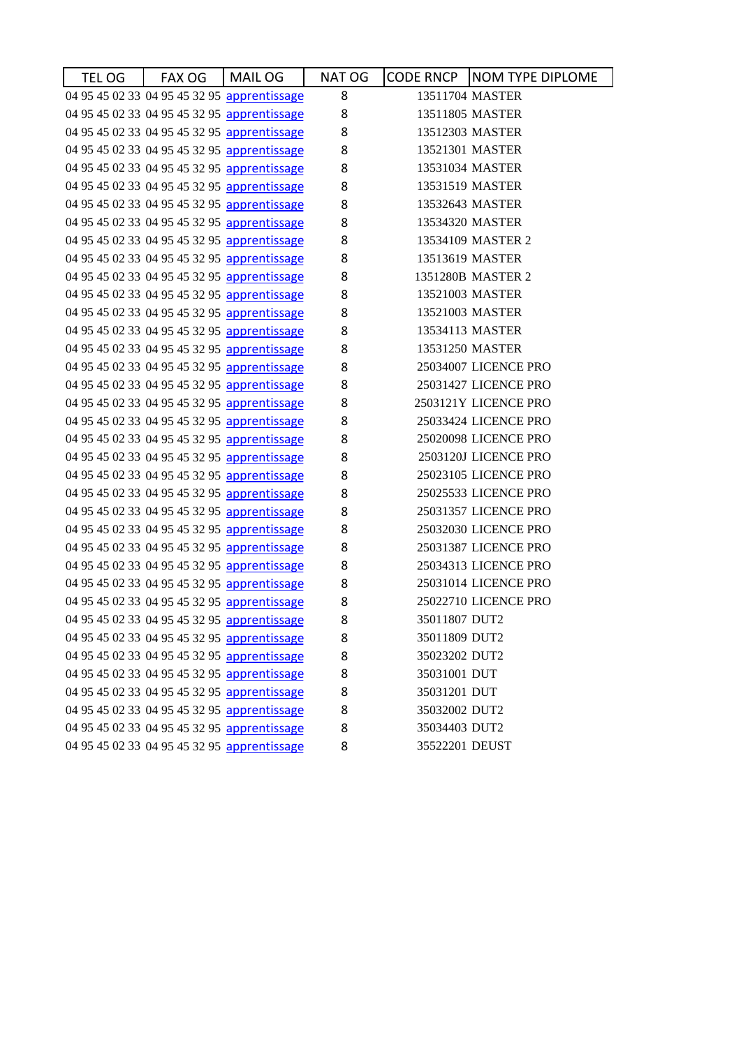| TEL OG | FAX OG | MAIL OG | NAT OG | CODE RNCP | NOM TYPE DIPLOME |
|---|---|---|---|---|---|
| 04 95 45 02 33 | 04 95 45 32 95 | apprentissage | 8 | 13511704 | MASTER |
| 04 95 45 02 33 | 04 95 45 32 95 | apprentissage | 8 | 13511805 | MASTER |
| 04 95 45 02 33 | 04 95 45 32 95 | apprentissage | 8 | 13512303 | MASTER |
| 04 95 45 02 33 | 04 95 45 32 95 | apprentissage | 8 | 13521301 | MASTER |
| 04 95 45 02 33 | 04 95 45 32 95 | apprentissage | 8 | 13531034 | MASTER |
| 04 95 45 02 33 | 04 95 45 32 95 | apprentissage | 8 | 13531519 | MASTER |
| 04 95 45 02 33 | 04 95 45 32 95 | apprentissage | 8 | 13532643 | MASTER |
| 04 95 45 02 33 | 04 95 45 32 95 | apprentissage | 8 | 13534320 | MASTER |
| 04 95 45 02 33 | 04 95 45 32 95 | apprentissage | 8 | 13534109 | MASTER 2 |
| 04 95 45 02 33 | 04 95 45 32 95 | apprentissage | 8 | 13513619 | MASTER |
| 04 95 45 02 33 | 04 95 45 32 95 | apprentissage | 8 | 1351280B | MASTER 2 |
| 04 95 45 02 33 | 04 95 45 32 95 | apprentissage | 8 | 13521003 | MASTER |
| 04 95 45 02 33 | 04 95 45 32 95 | apprentissage | 8 | 13521003 | MASTER |
| 04 95 45 02 33 | 04 95 45 32 95 | apprentissage | 8 | 13534113 | MASTER |
| 04 95 45 02 33 | 04 95 45 32 95 | apprentissage | 8 | 13531250 | MASTER |
| 04 95 45 02 33 | 04 95 45 32 95 | apprentissage | 8 | 25034007 | LICENCE PRO |
| 04 95 45 02 33 | 04 95 45 32 95 | apprentissage | 8 | 25031427 | LICENCE PRO |
| 04 95 45 02 33 | 04 95 45 32 95 | apprentissage | 8 | 2503121Y | LICENCE PRO |
| 04 95 45 02 33 | 04 95 45 32 95 | apprentissage | 8 | 25033424 | LICENCE PRO |
| 04 95 45 02 33 | 04 95 45 32 95 | apprentissage | 8 | 25020098 | LICENCE PRO |
| 04 95 45 02 33 | 04 95 45 32 95 | apprentissage | 8 | 2503120J | LICENCE PRO |
| 04 95 45 02 33 | 04 95 45 32 95 | apprentissage | 8 | 25023105 | LICENCE PRO |
| 04 95 45 02 33 | 04 95 45 32 95 | apprentissage | 8 | 25025533 | LICENCE PRO |
| 04 95 45 02 33 | 04 95 45 32 95 | apprentissage | 8 | 25031357 | LICENCE PRO |
| 04 95 45 02 33 | 04 95 45 32 95 | apprentissage | 8 | 25032030 | LICENCE PRO |
| 04 95 45 02 33 | 04 95 45 32 95 | apprentissage | 8 | 25031387 | LICENCE PRO |
| 04 95 45 02 33 | 04 95 45 32 95 | apprentissage | 8 | 25034313 | LICENCE PRO |
| 04 95 45 02 33 | 04 95 45 32 95 | apprentissage | 8 | 25031014 | LICENCE PRO |
| 04 95 45 02 33 | 04 95 45 32 95 | apprentissage | 8 | 25022710 | LICENCE PRO |
| 04 95 45 02 33 | 04 95 45 32 95 | apprentissage | 8 | 35011807 | DUT2 |
| 04 95 45 02 33 | 04 95 45 32 95 | apprentissage | 8 | 35011809 | DUT2 |
| 04 95 45 02 33 | 04 95 45 32 95 | apprentissage | 8 | 35023202 | DUT2 |
| 04 95 45 02 33 | 04 95 45 32 95 | apprentissage | 8 | 35031001 | DUT |
| 04 95 45 02 33 | 04 95 45 32 95 | apprentissage | 8 | 35031201 | DUT |
| 04 95 45 02 33 | 04 95 45 32 95 | apprentissage | 8 | 35032002 | DUT2 |
| 04 95 45 02 33 | 04 95 45 32 95 | apprentissage | 8 | 35034403 | DUT2 |
| 04 95 45 02 33 | 04 95 45 32 95 | apprentissage | 8 | 35522201 | DEUST |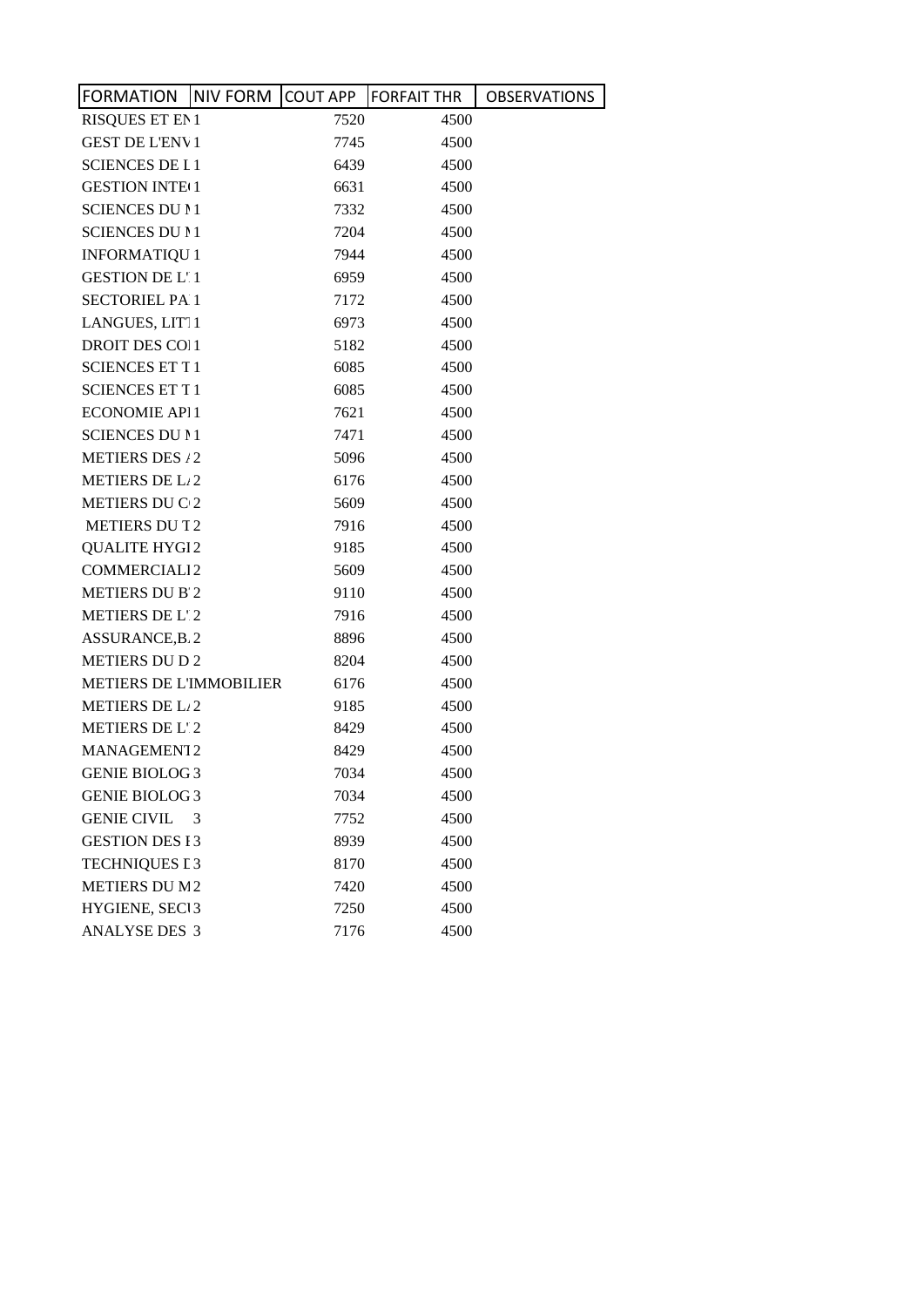| FORMATION | NIV FORM | COUT APP | FORFAIT THR | OBSERVATIONS |
|---|---|---|---|---|
| RISQUES ET EN | 1 | 7520 | 4500 | |
| GEST DE L'ENV | 1 | 7745 | 4500 | |
| SCIENCES DE L | 1 | 6439 | 4500 | |
| GESTION INTE( | 1 | 6631 | 4500 | |
| SCIENCES DU M | 1 | 7332 | 4500 | |
| SCIENCES DU M | 1 | 7204 | 4500 | |
| INFORMATIQU | 1 | 7944 | 4500 | |
| GESTION DE L' | 1 | 6959 | 4500 | |
| SECTORIEL PA | 1 | 7172 | 4500 | |
| LANGUES, LIT | 1 | 6973 | 4500 | |
| DROIT DES CO | 1 | 5182 | 4500 | |
| SCIENCES ET T | 1 | 6085 | 4500 | |
| SCIENCES ET T | 1 | 6085 | 4500 | |
| ECONOMIE AP | 1 | 7621 | 4500 | |
| SCIENCES DU M | 1 | 7471 | 4500 | |
| METIERS DES A | 2 | 5096 | 4500 | |
| METIERS DE LA | 2 | 6176 | 4500 | |
| METIERS DU C | 2 | 5609 | 4500 | |
| METIERS DU T | 2 | 7916 | 4500 | |
| QUALITE HYGI | 2 | 9185 | 4500 | |
| COMMERCIALI | 2 | 5609 | 4500 | |
| METIERS DU B | 2 | 9110 | 4500 | |
| METIERS DE L' | 2 | 7916 | 4500 | |
| ASSURANCE,B. | 2 | 8896 | 4500 | |
| METIERS DU D | 2 | 8204 | 4500 | |
| METIERS DE L'IMMOBILIER | | 6176 | 4500 | |
| METIERS DE LA | 2 | 9185 | 4500 | |
| METIERS DE L' | 2 | 8429 | 4500 | |
| MANAGEMENT | 2 | 8429 | 4500 | |
| GENIE BIOLOG | 3 | 7034 | 4500 | |
| GENIE BIOLOG | 3 | 7034 | 4500 | |
| GENIE CIVIL | 3 | 7752 | 4500 | |
| GESTION DES I | 3 | 8939 | 4500 | |
| TECHNIQUES D | 3 | 8170 | 4500 | |
| METIERS DU M | 2 | 7420 | 4500 | |
| HYGIENE, SECU | 3 | 7250 | 4500 | |
| ANALYSE DES | 3 | 7176 | 4500 | |